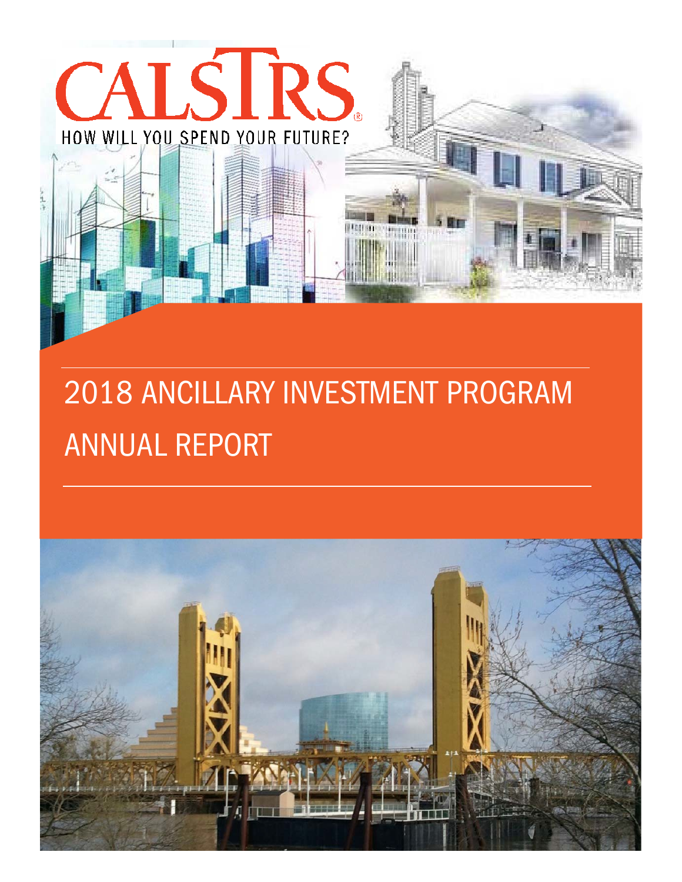CALSTRS®

HOW WILL YOU SPEND YOUR FUTURE?

# 2018 ANCILLARY INVESTMENT PROGRAM ANNUAL REPORT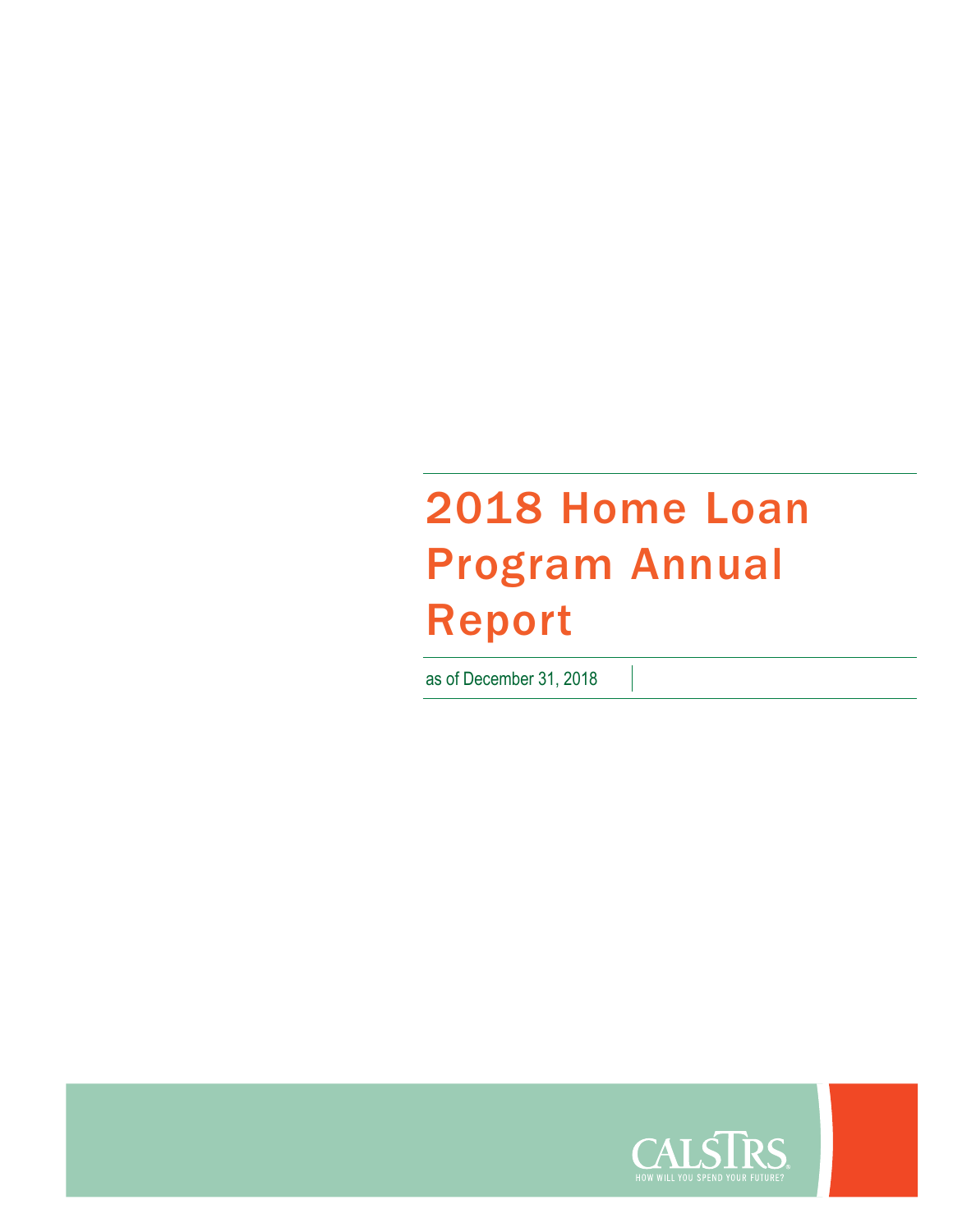# 2018 Home Loan Program Annual Report

as of December 31, 2018

CALSTRS
HOW WILL YOU SPEND YOUR FUTURE?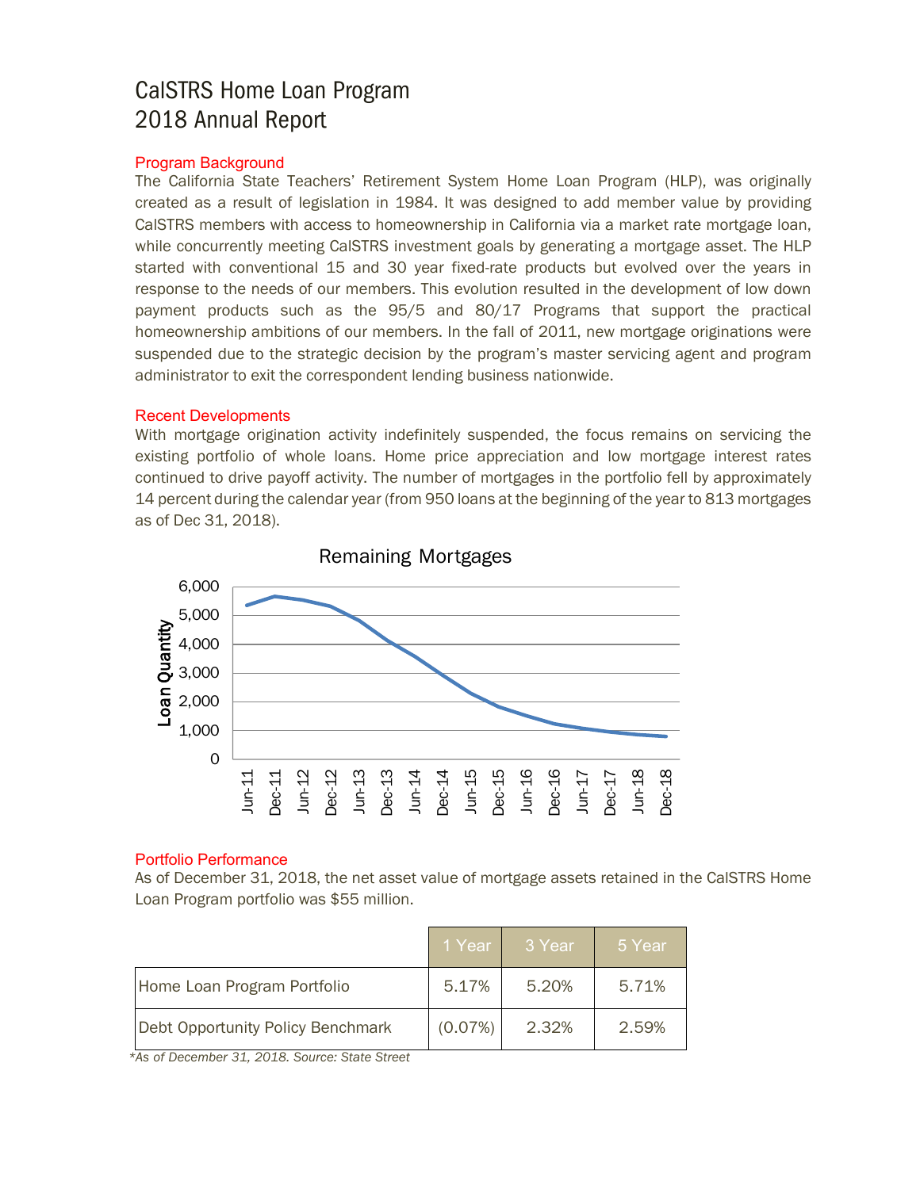# CalSTRS Home Loan Program
# 2018 Annual Report

## Program Background

The California State Teachers' Retirement System Home Loan Program (HLP), was originally created as a result of legislation in 1984. It was designed to add member value by providing CalSTRS members with access to homeownership in California via a market rate mortgage loan, while concurrently meeting CalSTRS investment goals by generating a mortgage asset. The HLP started with conventional 15 and 30 year fixed-rate products but evolved over the years in response to the needs of our members. This evolution resulted in the development of low down payment products such as the 95/5 and 80/17 Programs that support the practical homeownership ambitions of our members. In the fall of 2011, new mortgage originations were suspended due to the strategic decision by the program's master servicing agent and program administrator to exit the correspondent lending business nationwide.

## Recent Developments

With mortgage origination activity indefinitely suspended, the focus remains on servicing the existing portfolio of whole loans. Home price appreciation and low mortgage interest rates continued to drive payoff activity. The number of mortgages in the portfolio fell by approximately 14 percent during the calendar year (from 950 loans at the beginning of the year to 813 mortgages as of Dec 31, 2018).

**Remaining Mortgages**

Loan Quantity (0 – 6,000), Jun-11 through Dec-18

## Portfolio Performance

As of December 31, 2018, the net asset value of mortgage assets retained in the CalSTRS Home Loan Program portfolio was $55 million.

| | 1 Year | 3 Year | 5 Year |
|---|---|---|---|
| Home Loan Program Portfolio | 5.17% | 5.20% | 5.71% |
| Debt Opportunity Policy Benchmark | (0.07%) | 2.32% | 2.59% |

*\*As of December 31, 2018. Source: State Street*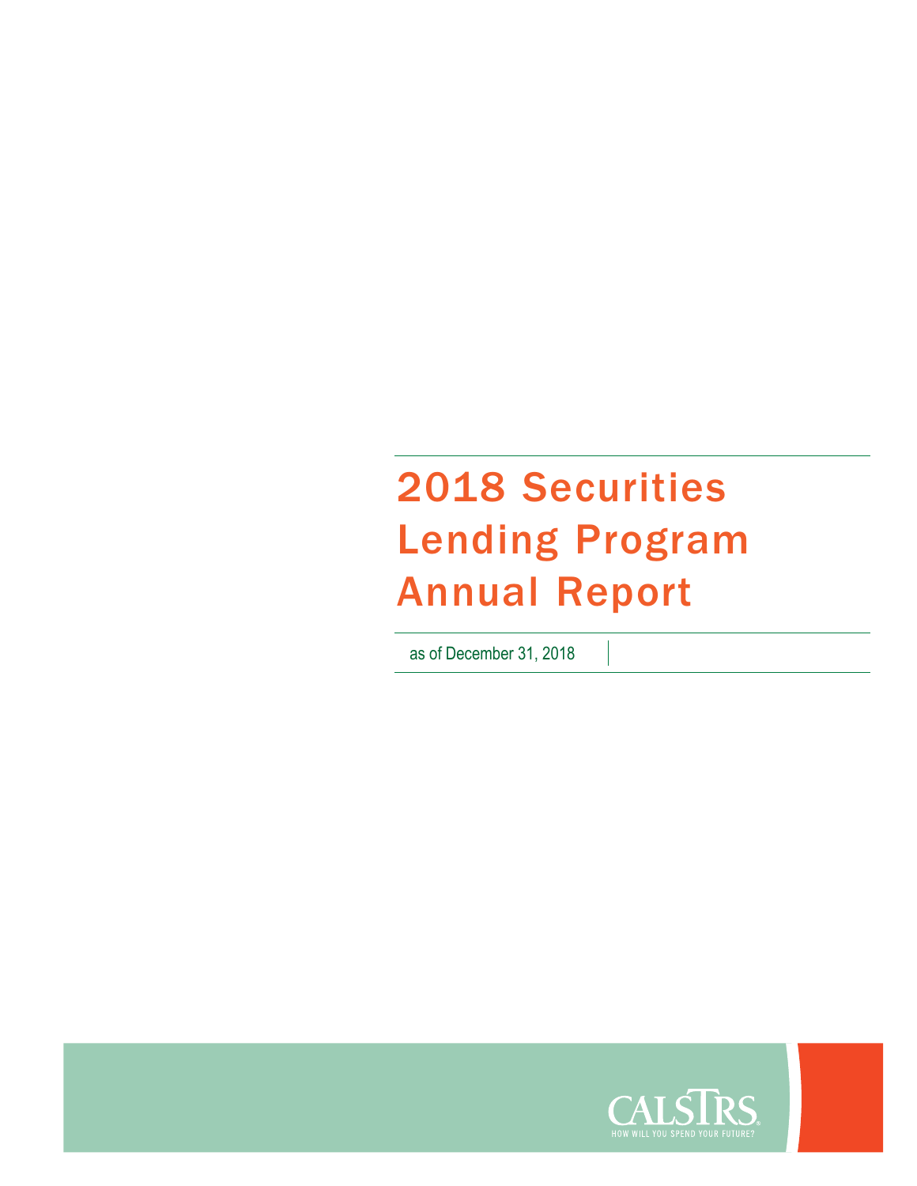# 2018 Securities Lending Program Annual Report

as of December 31, 2018

CALSTRS

HOW WILL YOU SPEND YOUR FUTURE?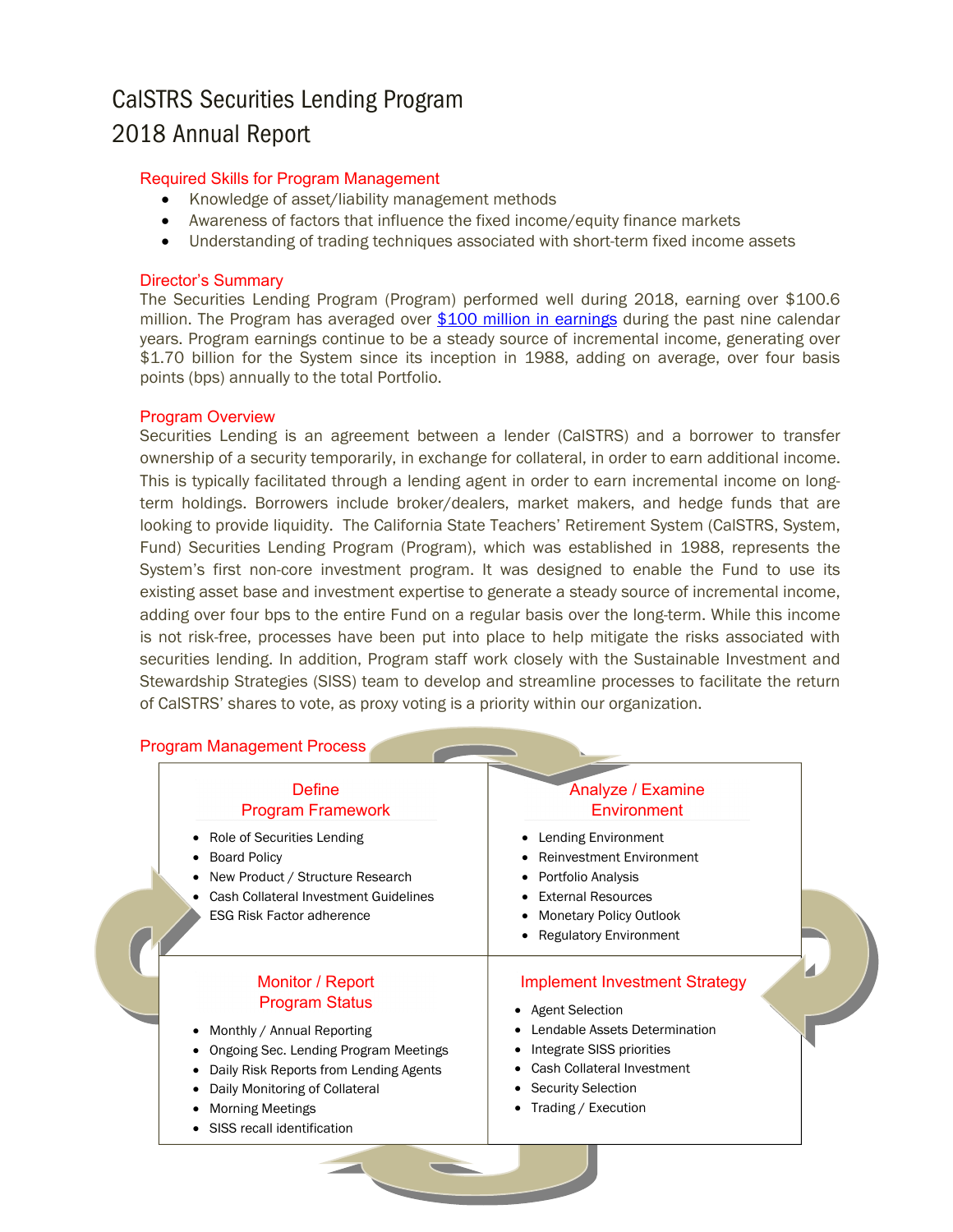# CalSTRS Securities Lending Program
# 2018 Annual Report

## Required Skills for Program Management

- Knowledge of asset/liability management methods
- Awareness of factors that influence the fixed income/equity finance markets
- Understanding of trading techniques associated with short-term fixed income assets

## Director's Summary

The Securities Lending Program (Program) performed well during 2018, earning over $100.6 million. The Program has averaged over [$100 million in earnings] during the past nine calendar years. Program earnings continue to be a steady source of incremental income, generating over $1.70 billion for the System since its inception in 1988, adding on average, over four basis points (bps) annually to the total Portfolio.

## Program Overview

Securities Lending is an agreement between a lender (CalSTRS) and a borrower to transfer ownership of a security temporarily, in exchange for collateral, in order to earn additional income. This is typically facilitated through a lending agent in order to earn incremental income on long-term holdings. Borrowers include broker/dealers, market makers, and hedge funds that are looking to provide liquidity. The California State Teachers' Retirement System (CalSTRS, System, Fund) Securities Lending Program (Program), which was established in 1988, represents the System's first non-core investment program. It was designed to enable the Fund to use its existing asset base and investment expertise to generate a steady source of incremental income, adding over four bps to the entire Fund on a regular basis over the long-term. While this income is not risk-free, processes have been put into place to help mitigate the risks associated with securities lending. In addition, Program staff work closely with the Sustainable Investment and Stewardship Strategies (SISS) team to develop and streamline processes to facilitate the return of CalSTRS' shares to vote, as proxy voting is a priority within our organization.

## Program Management Process

| Define Program Framework | Analyze / Examine Environment |
|---|---|
| • Role of Securities Lending<br>• Board Policy<br>• New Product / Structure Research<br>• Cash Collateral Investment Guidelines<br>ESG Risk Factor adherence | • Lending Environment<br>• Reinvestment Environment<br>• Portfolio Analysis<br>• External Resources<br>• Monetary Policy Outlook<br>• Regulatory Environment |
| **Monitor / Report Program Status** | **Implement Investment Strategy** |
| • Monthly / Annual Reporting<br>• Ongoing Sec. Lending Program Meetings<br>• Daily Risk Reports from Lending Agents<br>• Daily Monitoring of Collateral<br>• Morning Meetings<br>• SISS recall identification | • Agent Selection<br>• Lendable Assets Determination<br>• Integrate SISS priorities<br>• Cash Collateral Investment<br>• Security Selection<br>• Trading / Execution |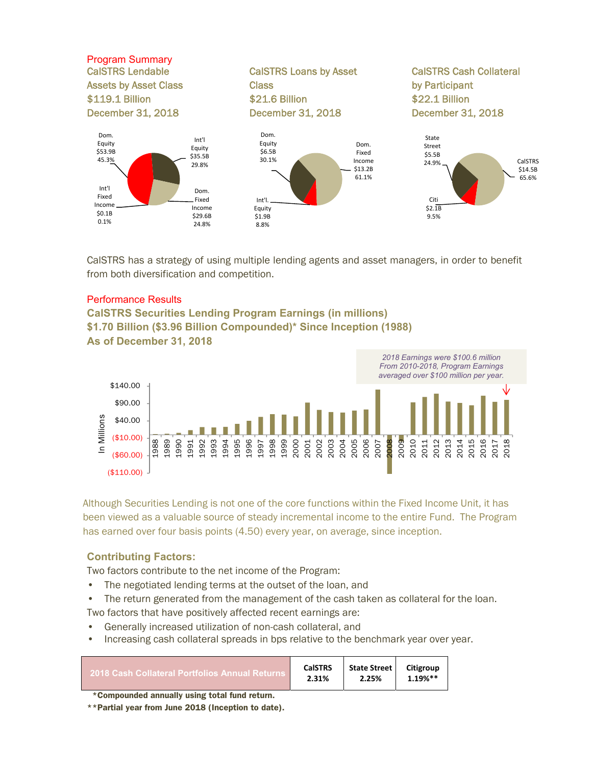## Program Summary

**CalSTRS Lendable Assets by Asset Class**
**$119.1 Billion**
**December 31, 2018**

- Dom. Equity $53.9B 45.3%
- Int'l Equity $35.5B 29.8%
- Dom. Fixed Income $29.6B 24.8%
- Int'l Fixed Income $0.1B 0.1%

**CalSTRS Loans by Asset Class**
**$21.6 Billion**
**December 31, 2018**

- Dom. Equity $6.5B 30.1%
- Dom. Fixed Income $13.2B 61.1%
- Int'l. Equity $1.9B 8.8%

**CalSTRS Cash Collateral by Participant**
**$22.1 Billion**
**December 31, 2018**

- State Street $5.5B 24.9%
- CalSTRS $14.5B 65.6%
- Citi $2.1B 9.5%

CalSTRS has a strategy of using multiple lending agents and asset managers, in order to benefit from both diversification and competition.

## Performance Results

**CalSTRS Securities Lending Program Earnings (in millions)**
**$1.70 Billion ($3.96 Billion Compounded)* Since Inception (1988)**
**As of December 31, 2018**

*2018 Earnings were $100.6 million From 2010-2018, Program Earnings averaged over $100 million per year.*

Although Securities Lending is not one of the core functions within the Fixed Income Unit, it has been viewed as a valuable source of steady incremental income to the entire Fund. The Program has earned over four basis points (4.50) every year, on average, since inception.

### Contributing Factors:

Two factors contribute to the net income of the Program:

- The negotiated lending terms at the outset of the loan, and
- The return generated from the management of the cash taken as collateral for the loan.

Two factors that have positively affected recent earnings are:

- Generally increased utilization of non-cash collateral, and
- Increasing cash collateral spreads in bps relative to the benchmark year over year.

| 2018 Cash Collateral Portfolios Annual Returns | CalSTRS 2.31% | State Street 2.25% | Citigroup 1.19%** |
|---|---|---|---|

**\*Compounded annually using total fund return.**
**\*\*Partial year from June 2018 (Inception to date).**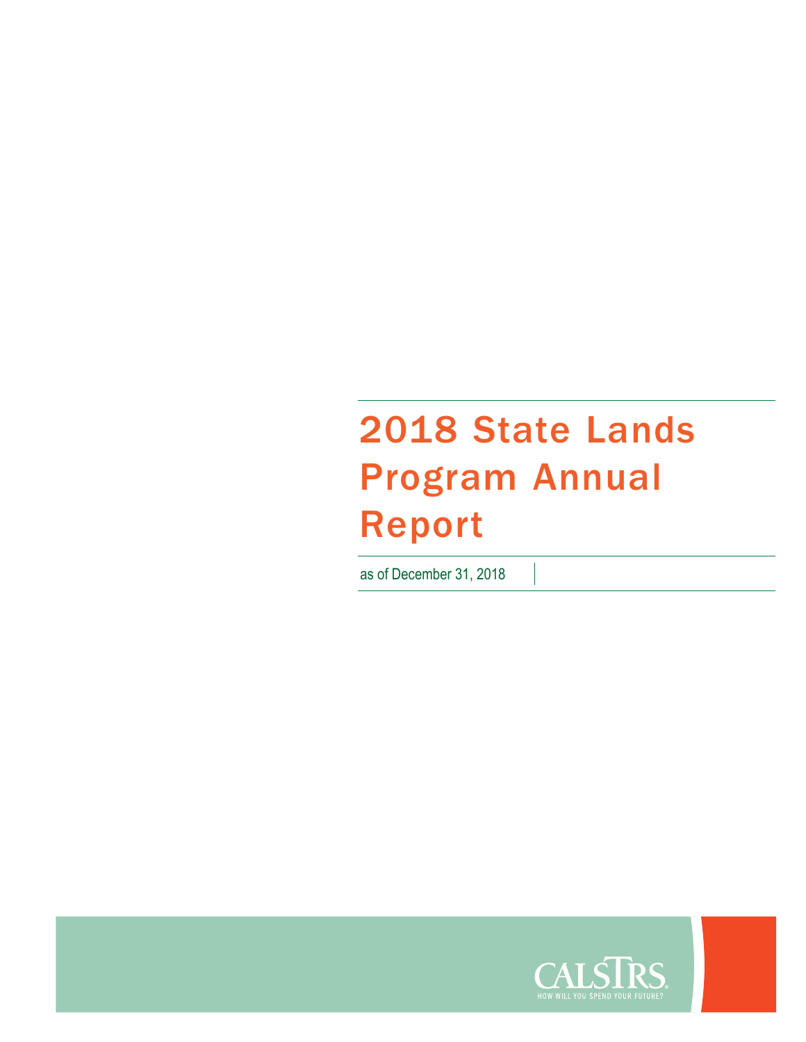# 2018 State Lands Program Annual Report

as of December 31, 2018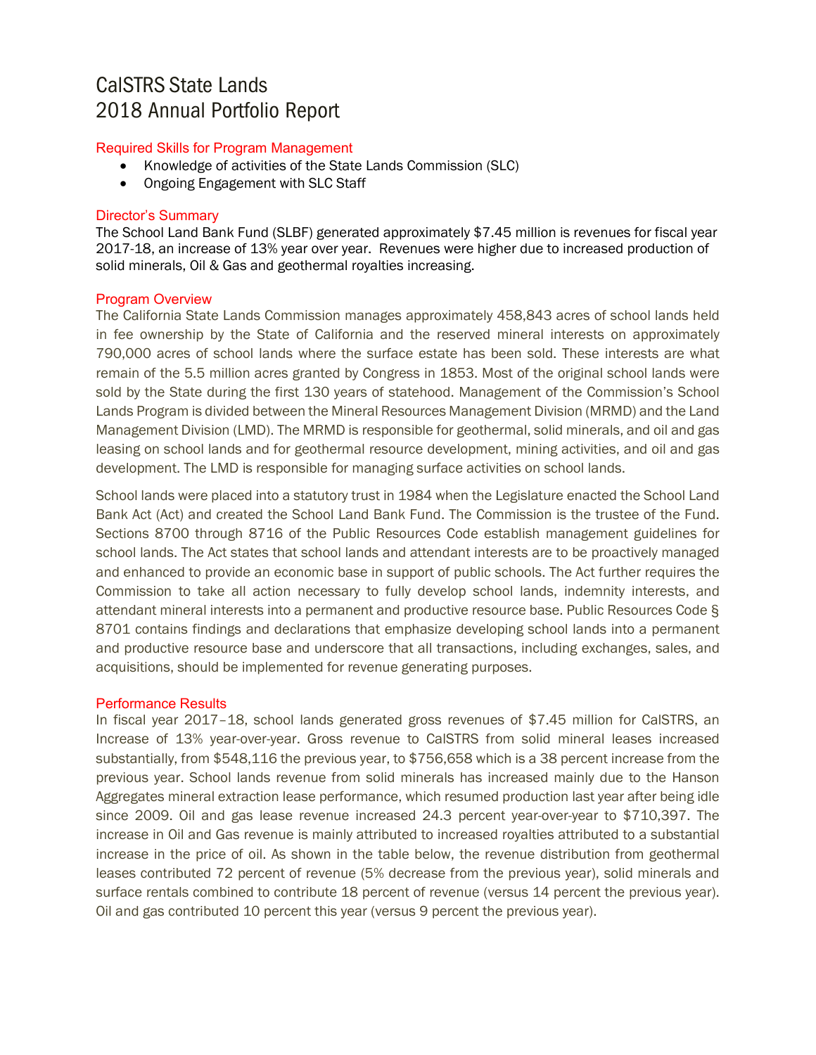# CalSTRS State Lands
# 2018 Annual Portfolio Report

## Required Skills for Program Management

- Knowledge of activities of the State Lands Commission (SLC)
- Ongoing Engagement with SLC Staff

## Director's Summary

The School Land Bank Fund (SLBF) generated approximately $7.45 million is revenues for fiscal year 2017-18, an increase of 13% year over year. Revenues were higher due to increased production of solid minerals, Oil & Gas and geothermal royalties increasing.

## Program Overview

The California State Lands Commission manages approximately 458,843 acres of school lands held in fee ownership by the State of California and the reserved mineral interests on approximately 790,000 acres of school lands where the surface estate has been sold. These interests are what remain of the 5.5 million acres granted by Congress in 1853. Most of the original school lands were sold by the State during the first 130 years of statehood. Management of the Commission's School Lands Program is divided between the Mineral Resources Management Division (MRMD) and the Land Management Division (LMD). The MRMD is responsible for geothermal, solid minerals, and oil and gas leasing on school lands and for geothermal resource development, mining activities, and oil and gas development. The LMD is responsible for managing surface activities on school lands.

School lands were placed into a statutory trust in 1984 when the Legislature enacted the School Land Bank Act (Act) and created the School Land Bank Fund. The Commission is the trustee of the Fund. Sections 8700 through 8716 of the Public Resources Code establish management guidelines for school lands. The Act states that school lands and attendant interests are to be proactively managed and enhanced to provide an economic base in support of public schools. The Act further requires the Commission to take all action necessary to fully develop school lands, indemnity interests, and attendant mineral interests into a permanent and productive resource base. Public Resources Code § 8701 contains findings and declarations that emphasize developing school lands into a permanent and productive resource base and underscore that all transactions, including exchanges, sales, and acquisitions, should be implemented for revenue generating purposes.

## Performance Results

In fiscal year 2017–18, school lands generated gross revenues of $7.45 million for CalSTRS, an Increase of 13% year-over-year. Gross revenue to CalSTRS from solid mineral leases increased substantially, from $548,116 the previous year, to $756,658 which is a 38 percent increase from the previous year. School lands revenue from solid minerals has increased mainly due to the Hanson Aggregates mineral extraction lease performance, which resumed production last year after being idle since 2009. Oil and gas lease revenue increased 24.3 percent year-over-year to $710,397. The increase in Oil and Gas revenue is mainly attributed to increased royalties attributed to a substantial increase in the price of oil. As shown in the table below, the revenue distribution from geothermal leases contributed 72 percent of revenue (5% decrease from the previous year), solid minerals and surface rentals combined to contribute 18 percent of revenue (versus 14 percent the previous year). Oil and gas contributed 10 percent this year (versus 9 percent the previous year).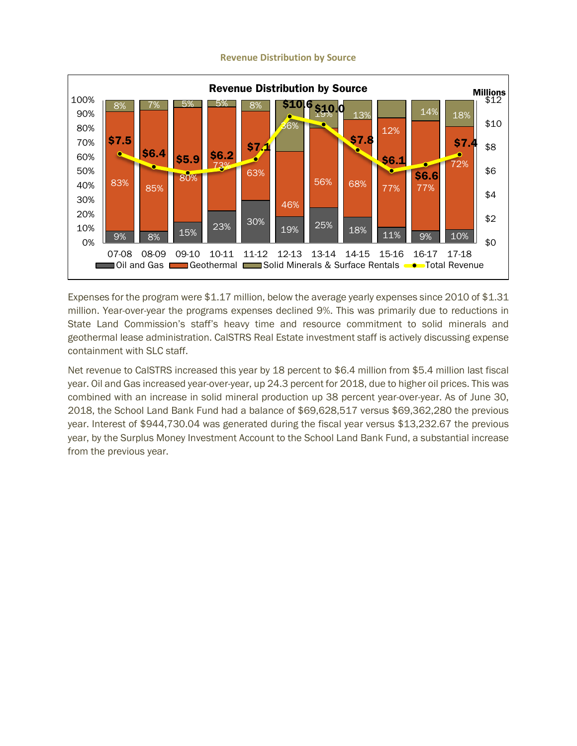**Revenue Distribution by Source**

Revenue Distribution by Source

Millions

100%
90%
80%
70%
60%
50%
40%
30%
20%
10%
0%

$12
$10
$8
$6
$4
$2
$0

07-08 08-09 09-10 10-11 11-12 12-13 13-14 14-15 15-16 16-17 17-18

$7.5 $6.4 $5.9 $6.2 $7.1 $10.6 $10.0 $7.8 $6.1 $6.6 $7.4

8% 7% 5% 5% 8% 36% 19% 13% 12% 14% 18%

83% 85% 80% 73% 63% 46% 56% 68% 77% 77% 72%

9% 8% 15% 23% 30% 19% 25% 18% 11% 9% 10%

Oil and Gas, Geothermal, Solid Minerals & Surface Rentals, Total Revenue

Expenses for the program were $1.17 million, below the average yearly expenses since 2010 of $1.31 million. Year-over-year the programs expenses declined 9%. This was primarily due to reductions in State Land Commission's staff's heavy time and resource commitment to solid minerals and geothermal lease administration. CalSTRS Real Estate investment staff is actively discussing expense containment with SLC staff.

Net revenue to CalSTRS increased this year by 18 percent to $6.4 million from $5.4 million last fiscal year. Oil and Gas increased year-over-year, up 24.3 percent for 2018, due to higher oil prices. This was combined with an increase in solid mineral production up 38 percent year-over-year. As of June 30, 2018, the School Land Bank Fund had a balance of $69,628,517 versus $69,362,280 the previous year. Interest of $944,730.04 was generated during the fiscal year versus $13,232.67 the previous year, by the Surplus Money Investment Account to the School Land Bank Fund, a substantial increase from the previous year.